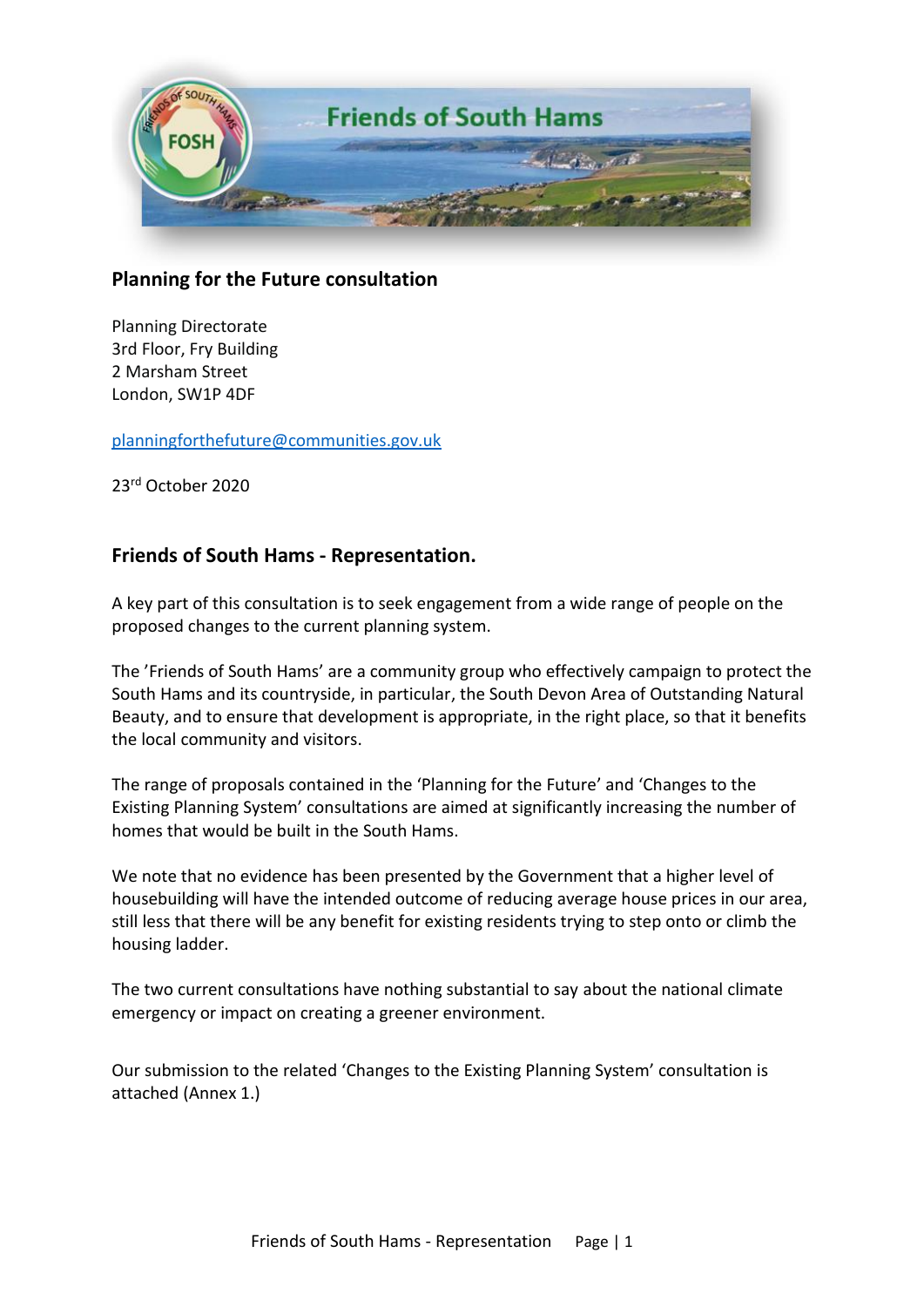# Friends of South Hams

## Planning for the Future consultation

Planning Directorate
3rd Floor, Fry Building
2 Marsham Street
London, SW1P 4DF

planningforthefuture@communities.gov.uk

23rd October 2020

## Friends of South Hams - Representation.

A key part of this consultation is to seek engagement from a wide range of people on the proposed changes to the current planning system.

The 'Friends of South Hams' are a community group who effectively campaign to protect the South Hams and its countryside, in particular, the South Devon Area of Outstanding Natural Beauty, and to ensure that development is appropriate, in the right place, so that it benefits the local community and visitors.

The range of proposals contained in the 'Planning for the Future' and 'Changes to the Existing Planning System' consultations are aimed at significantly increasing the number of homes that would be built in the South Hams.

We note that no evidence has been presented by the Government that a higher level of housebuilding will have the intended outcome of reducing average house prices in our area, still less that there will be any benefit for existing residents trying to step onto or climb the housing ladder.

The two current consultations have nothing substantial to say about the national climate emergency or impact on creating a greener environment.

Our submission to the related 'Changes to the Existing Planning System' consultation is attached (Annex 1.)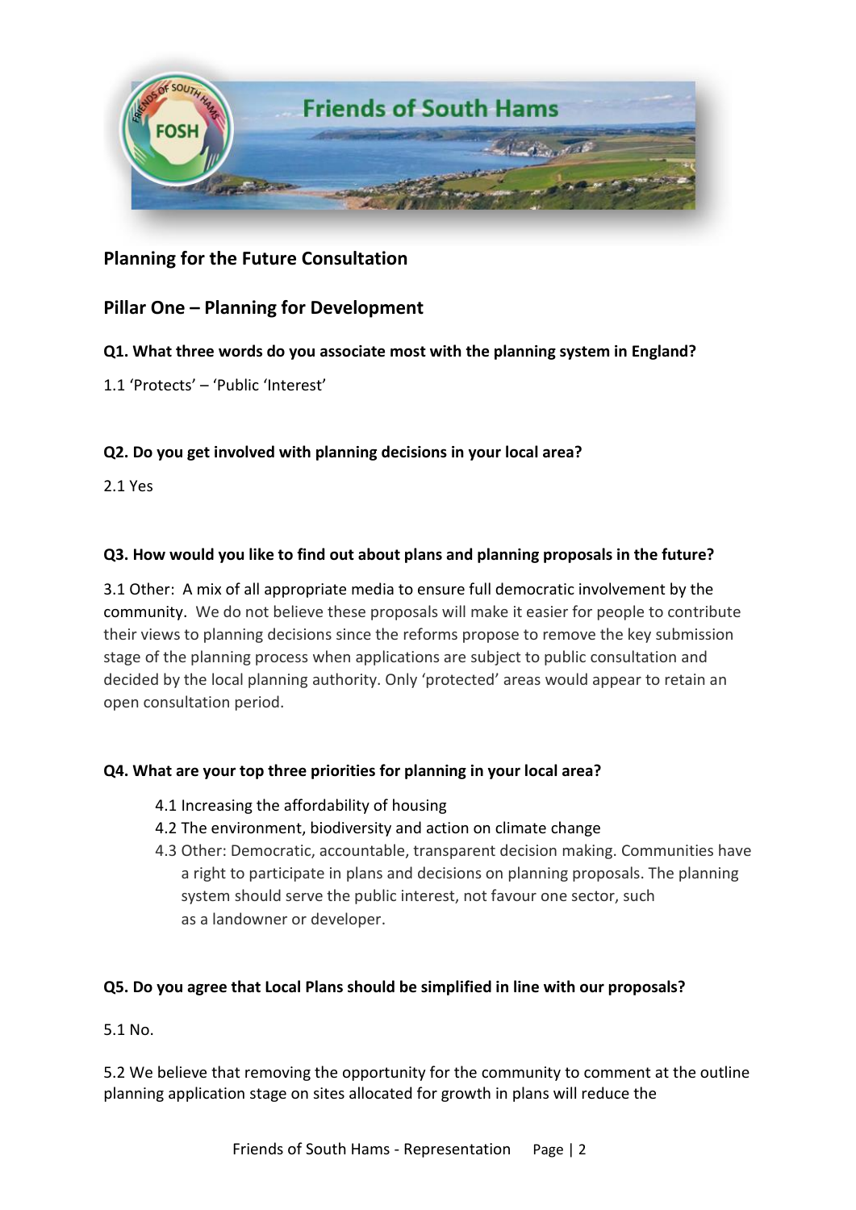## Planning for the Future Consultation

## Pillar One – Planning for Development

**Q1. What three words do you associate most with the planning system in England?**

1.1 'Protects' – 'Public 'Interest'

**Q2. Do you get involved with planning decisions in your local area?**

2.1 Yes

**Q3. How would you like to find out about plans and planning proposals in the future?**

3.1 Other: A mix of all appropriate media to ensure full democratic involvement by the community. We do not believe these proposals will make it easier for people to contribute their views to planning decisions since the reforms propose to remove the key submission stage of the planning process when applications are subject to public consultation and decided by the local planning authority. Only 'protected' areas would appear to retain an open consultation period.

**Q4. What are your top three priorities for planning in your local area?**

- 4.1 Increasing the affordability of housing
- 4.2 The environment, biodiversity and action on climate change
- 4.3 Other: Democratic, accountable, transparent decision making. Communities have a right to participate in plans and decisions on planning proposals. The planning system should serve the public interest, not favour one sector, such as a landowner or developer.

**Q5. Do you agree that Local Plans should be simplified in line with our proposals?**

5.1 No.

5.2 We believe that removing the opportunity for the community to comment at the outline planning application stage on sites allocated for growth in plans will reduce the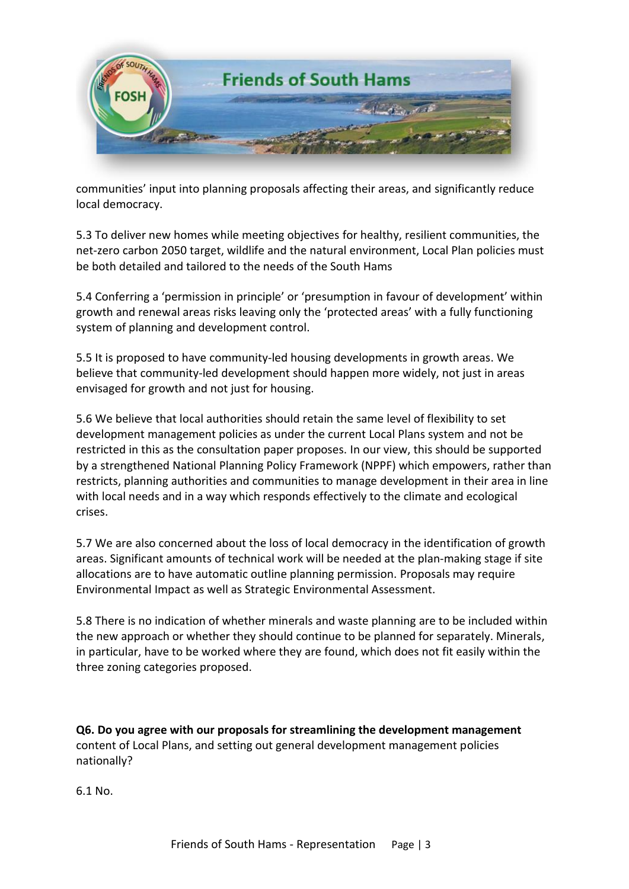communities' input into planning proposals affecting their areas, and significantly reduce local democracy.

5.3 To deliver new homes while meeting objectives for healthy, resilient communities, the net-zero carbon 2050 target, wildlife and the natural environment, Local Plan policies must be both detailed and tailored to the needs of the South Hams

5.4 Conferring a 'permission in principle' or 'presumption in favour of development' within growth and renewal areas risks leaving only the 'protected areas' with a fully functioning system of planning and development control.

5.5 It is proposed to have community-led housing developments in growth areas. We believe that community-led development should happen more widely, not just in areas envisaged for growth and not just for housing.

5.6 We believe that local authorities should retain the same level of flexibility to set development management policies as under the current Local Plans system and not be restricted in this as the consultation paper proposes. In our view, this should be supported by a strengthened National Planning Policy Framework (NPPF) which empowers, rather than restricts, planning authorities and communities to manage development in their area in line with local needs and in a way which responds effectively to the climate and ecological crises.

5.7 We are also concerned about the loss of local democracy in the identification of growth areas. Significant amounts of technical work will be needed at the plan-making stage if site allocations are to have automatic outline planning permission. Proposals may require Environmental Impact as well as Strategic Environmental Assessment.

5.8 There is no indication of whether minerals and waste planning are to be included within the new approach or whether they should continue to be planned for separately. Minerals, in particular, have to be worked where they are found, which does not fit easily within the three zoning categories proposed.

**Q6. Do you agree with our proposals for streamlining the development management** content of Local Plans, and setting out general development management policies nationally?

6.1 No.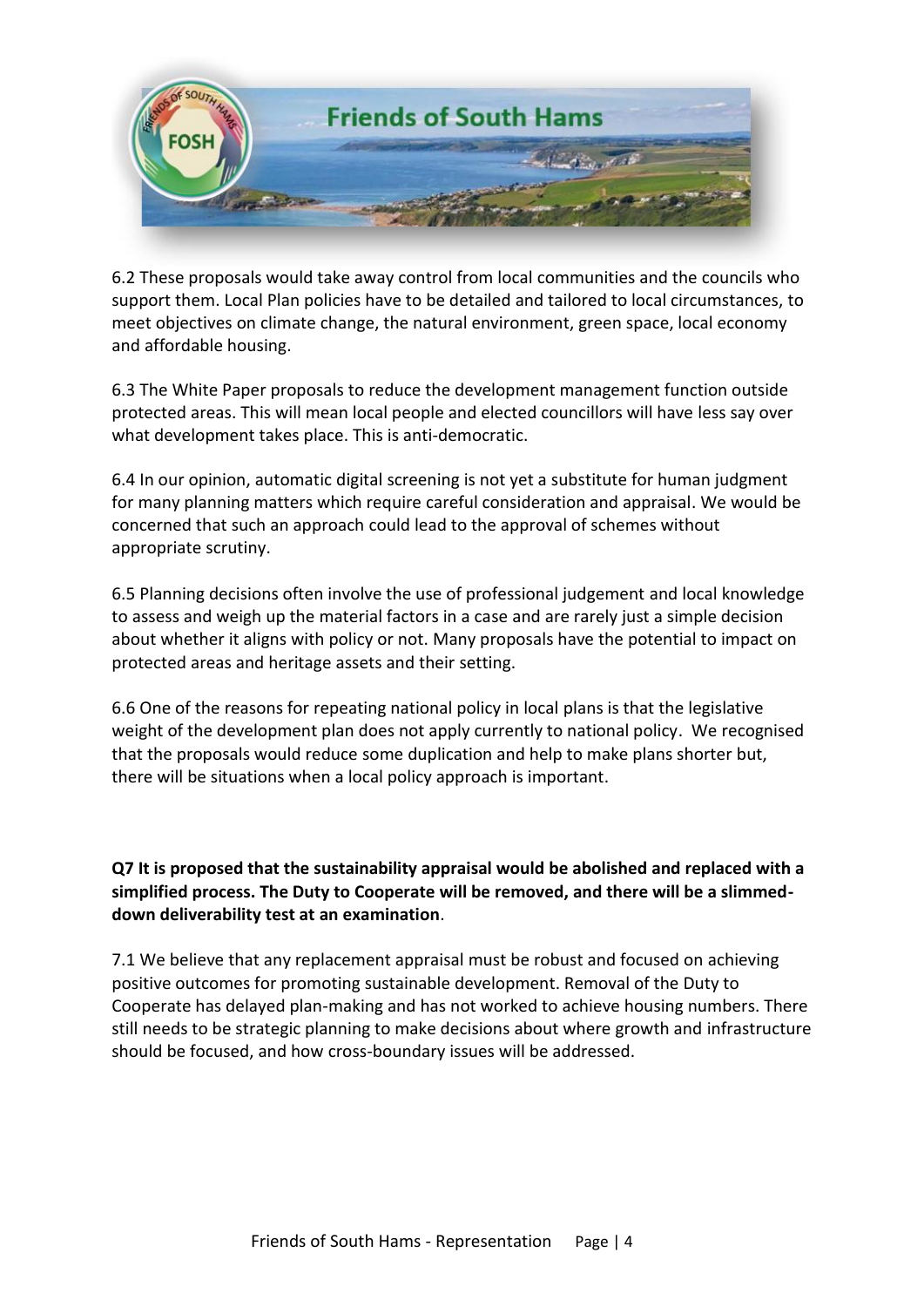6.2 These proposals would take away control from local communities and the councils who support them. Local Plan policies have to be detailed and tailored to local circumstances, to meet objectives on climate change, the natural environment, green space, local economy and affordable housing.

6.3 The White Paper proposals to reduce the development management function outside protected areas. This will mean local people and elected councillors will have less say over what development takes place. This is anti-democratic.

6.4 In our opinion, automatic digital screening is not yet a substitute for human judgment for many planning matters which require careful consideration and appraisal. We would be concerned that such an approach could lead to the approval of schemes without appropriate scrutiny.

6.5 Planning decisions often involve the use of professional judgement and local knowledge to assess and weigh up the material factors in a case and are rarely just a simple decision about whether it aligns with policy or not. Many proposals have the potential to impact on protected areas and heritage assets and their setting.

6.6 One of the reasons for repeating national policy in local plans is that the legislative weight of the development plan does not apply currently to national policy. We recognised that the proposals would reduce some duplication and help to make plans shorter but, there will be situations when a local policy approach is important.

**Q7 It is proposed that the sustainability appraisal would be abolished and replaced with a simplified process. The Duty to Cooperate will be removed, and there will be a slimmed-down deliverability test at an examination**.

7.1 We believe that any replacement appraisal must be robust and focused on achieving positive outcomes for promoting sustainable development. Removal of the Duty to Cooperate has delayed plan-making and has not worked to achieve housing numbers. There still needs to be strategic planning to make decisions about where growth and infrastructure should be focused, and how cross-boundary issues will be addressed.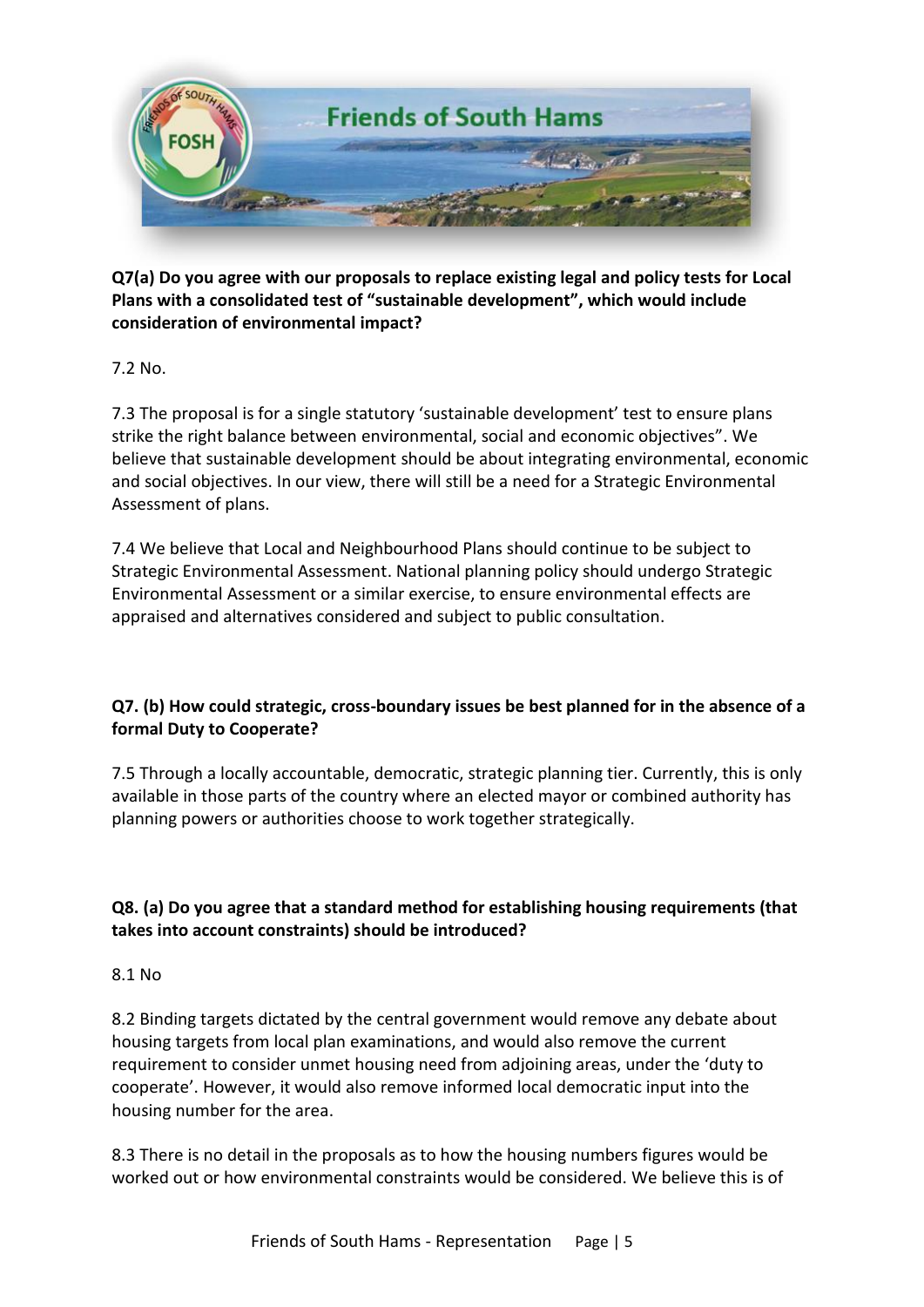**Q7(a) Do you agree with our proposals to replace existing legal and policy tests for Local Plans with a consolidated test of "sustainable development", which would include consideration of environmental impact?**

7.2 No.

7.3 The proposal is for a single statutory 'sustainable development' test to ensure plans strike the right balance between environmental, social and economic objectives". We believe that sustainable development should be about integrating environmental, economic and social objectives. In our view, there will still be a need for a Strategic Environmental Assessment of plans.

7.4 We believe that Local and Neighbourhood Plans should continue to be subject to Strategic Environmental Assessment. National planning policy should undergo Strategic Environmental Assessment or a similar exercise, to ensure environmental effects are appraised and alternatives considered and subject to public consultation.

**Q7. (b) How could strategic, cross-boundary issues be best planned for in the absence of a formal Duty to Cooperate?**

7.5 Through a locally accountable, democratic, strategic planning tier. Currently, this is only available in those parts of the country where an elected mayor or combined authority has planning powers or authorities choose to work together strategically.

**Q8. (a) Do you agree that a standard method for establishing housing requirements (that takes into account constraints) should be introduced?**

8.1 No

8.2 Binding targets dictated by the central government would remove any debate about housing targets from local plan examinations, and would also remove the current requirement to consider unmet housing need from adjoining areas, under the 'duty to cooperate'. However, it would also remove informed local democratic input into the housing number for the area.

8.3 There is no detail in the proposals as to how the housing numbers figures would be worked out or how environmental constraints would be considered. We believe this is of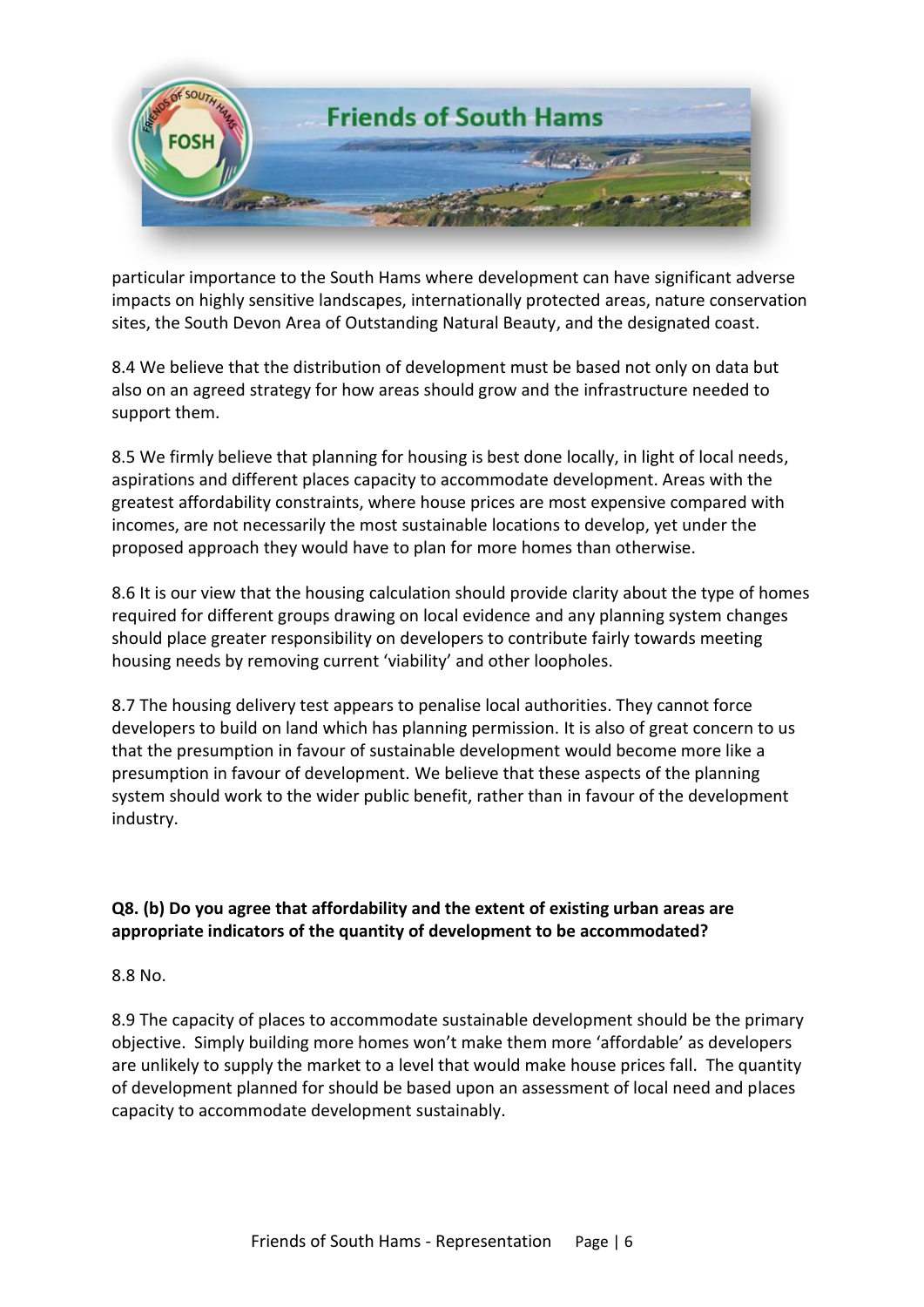particular importance to the South Hams where development can have significant adverse impacts on highly sensitive landscapes, internationally protected areas, nature conservation sites, the South Devon Area of Outstanding Natural Beauty, and the designated coast.

8.4 We believe that the distribution of development must be based not only on data but also on an agreed strategy for how areas should grow and the infrastructure needed to support them.

8.5 We firmly believe that planning for housing is best done locally, in light of local needs, aspirations and different places capacity to accommodate development. Areas with the greatest affordability constraints, where house prices are most expensive compared with incomes, are not necessarily the most sustainable locations to develop, yet under the proposed approach they would have to plan for more homes than otherwise.

8.6 It is our view that the housing calculation should provide clarity about the type of homes required for different groups drawing on local evidence and any planning system changes should place greater responsibility on developers to contribute fairly towards meeting housing needs by removing current 'viability' and other loopholes.

8.7 The housing delivery test appears to penalise local authorities. They cannot force developers to build on land which has planning permission. It is also of great concern to us that the presumption in favour of sustainable development would become more like a presumption in favour of development. We believe that these aspects of the planning system should work to the wider public benefit, rather than in favour of the development industry.

**Q8. (b) Do you agree that affordability and the extent of existing urban areas are appropriate indicators of the quantity of development to be accommodated?**

8.8 No.

8.9 The capacity of places to accommodate sustainable development should be the primary objective. Simply building more homes won't make them more 'affordable' as developers are unlikely to supply the market to a level that would make house prices fall. The quantity of development planned for should be based upon an assessment of local need and places capacity to accommodate development sustainably.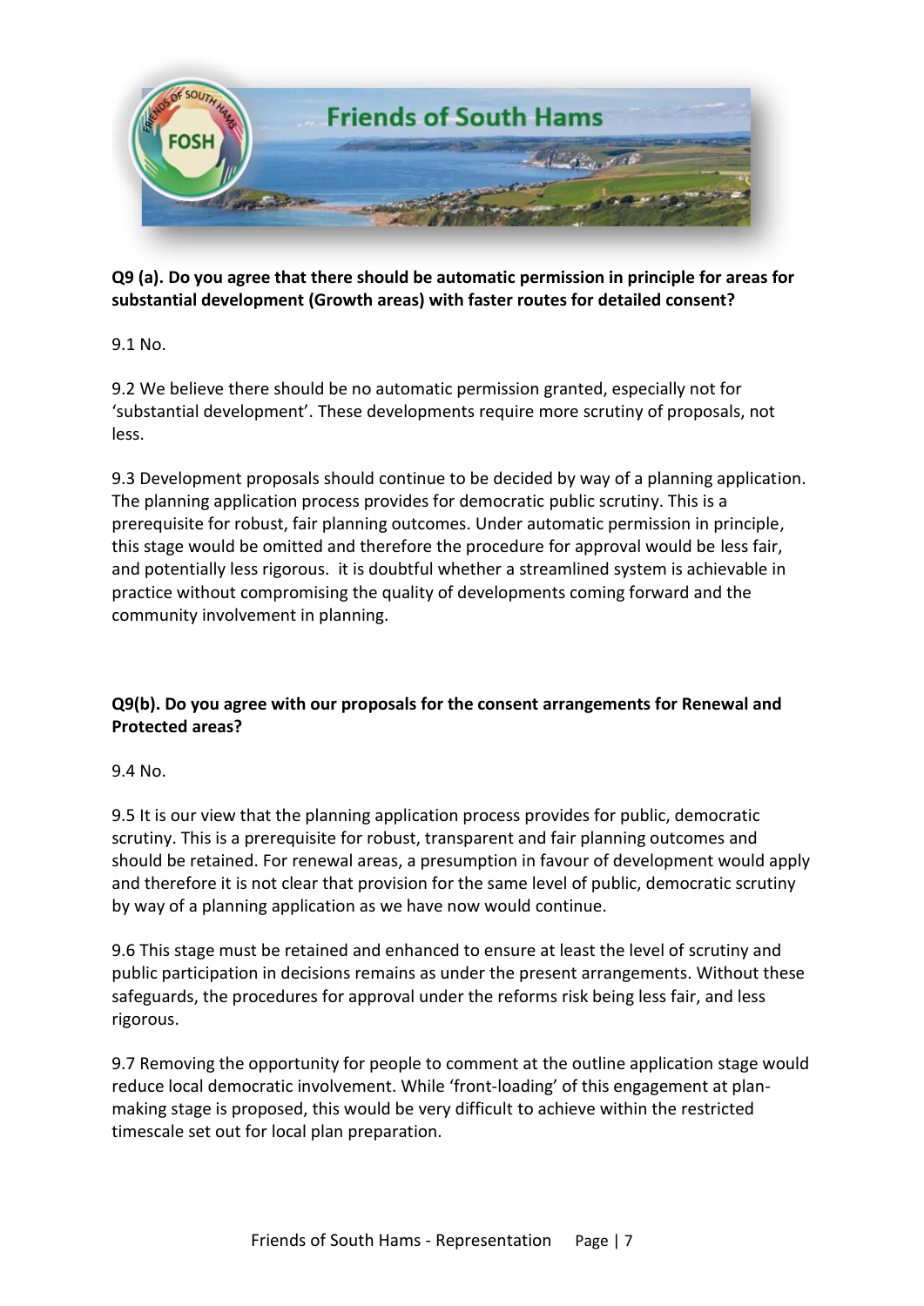**Q9 (a). Do you agree that there should be automatic permission in principle for areas for substantial development (Growth areas) with faster routes for detailed consent?**

9.1 No.

9.2 We believe there should be no automatic permission granted, especially not for 'substantial development'. These developments require more scrutiny of proposals, not less.

9.3 Development proposals should continue to be decided by way of a planning application. The planning application process provides for democratic public scrutiny. This is a prerequisite for robust, fair planning outcomes. Under automatic permission in principle, this stage would be omitted and therefore the procedure for approval would be less fair, and potentially less rigorous. it is doubtful whether a streamlined system is achievable in practice without compromising the quality of developments coming forward and the community involvement in planning.

**Q9(b). Do you agree with our proposals for the consent arrangements for Renewal and Protected areas?**

9.4 No.

9.5 It is our view that the planning application process provides for public, democratic scrutiny. This is a prerequisite for robust, transparent and fair planning outcomes and should be retained. For renewal areas, a presumption in favour of development would apply and therefore it is not clear that provision for the same level of public, democratic scrutiny by way of a planning application as we have now would continue.

9.6 This stage must be retained and enhanced to ensure at least the level of scrutiny and public participation in decisions remains as under the present arrangements. Without these safeguards, the procedures for approval under the reforms risk being less fair, and less rigorous.

9.7 Removing the opportunity for people to comment at the outline application stage would reduce local democratic involvement. While 'front-loading' of this engagement at plan-making stage is proposed, this would be very difficult to achieve within the restricted timescale set out for local plan preparation.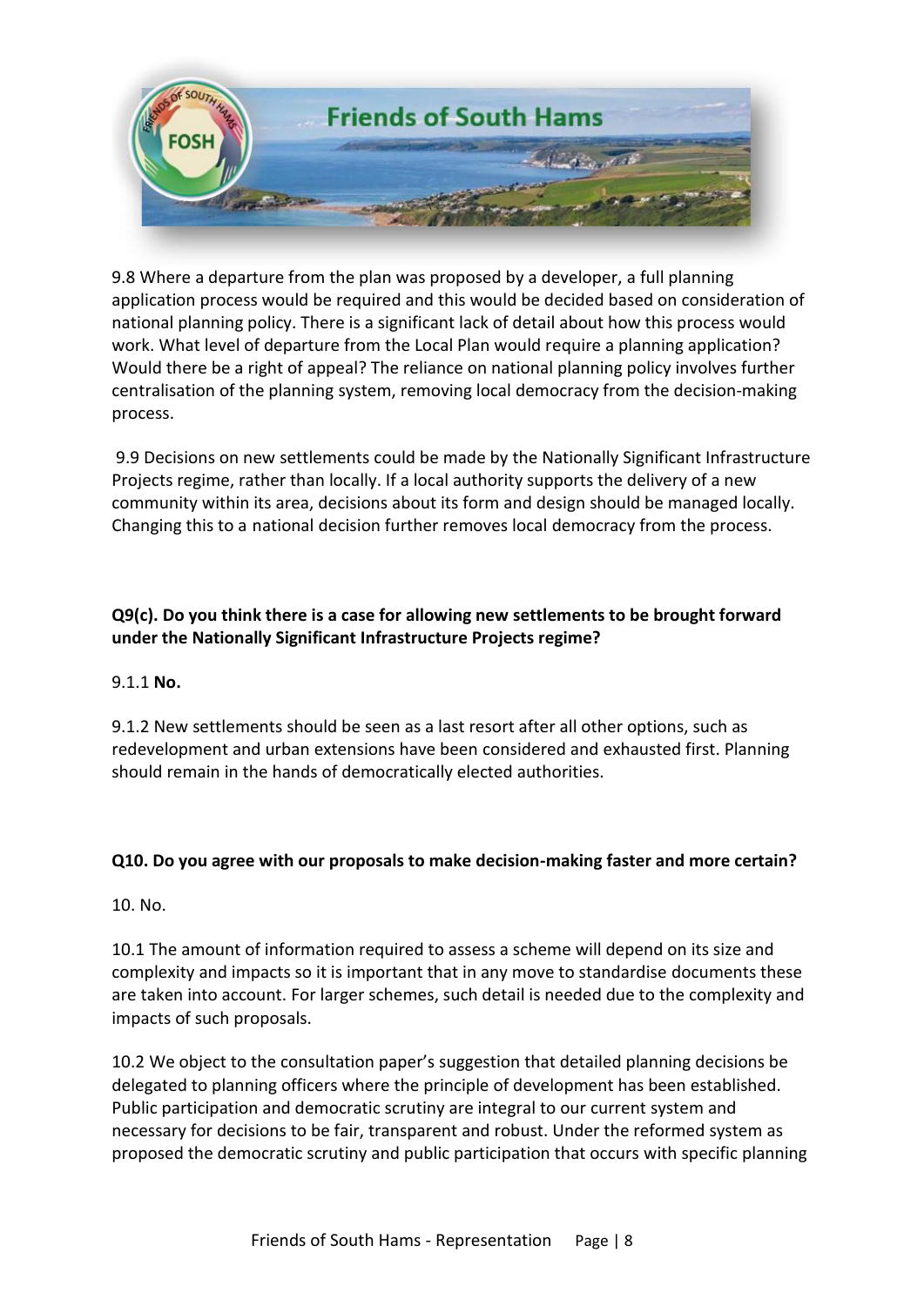9.8 Where a departure from the plan was proposed by a developer, a full planning application process would be required and this would be decided based on consideration of national planning policy. There is a significant lack of detail about how this process would work. What level of departure from the Local Plan would require a planning application? Would there be a right of appeal? The reliance on national planning policy involves further centralisation of the planning system, removing local democracy from the decision-making process.

9.9 Decisions on new settlements could be made by the Nationally Significant Infrastructure Projects regime, rather than locally. If a local authority supports the delivery of a new community within its area, decisions about its form and design should be managed locally. Changing this to a national decision further removes local democracy from the process.

**Q9(c). Do you think there is a case for allowing new settlements to be brought forward under the Nationally Significant Infrastructure Projects regime?**

9.1.1 **No.**

9.1.2 New settlements should be seen as a last resort after all other options, such as redevelopment and urban extensions have been considered and exhausted first. Planning should remain in the hands of democratically elected authorities.

**Q10. Do you agree with our proposals to make decision-making faster and more certain?**

10. No.

10.1 The amount of information required to assess a scheme will depend on its size and complexity and impacts so it is important that in any move to standardise documents these are taken into account. For larger schemes, such detail is needed due to the complexity and impacts of such proposals.

10.2 We object to the consultation paper's suggestion that detailed planning decisions be delegated to planning officers where the principle of development has been established. Public participation and democratic scrutiny are integral to our current system and necessary for decisions to be fair, transparent and robust. Under the reformed system as proposed the democratic scrutiny and public participation that occurs with specific planning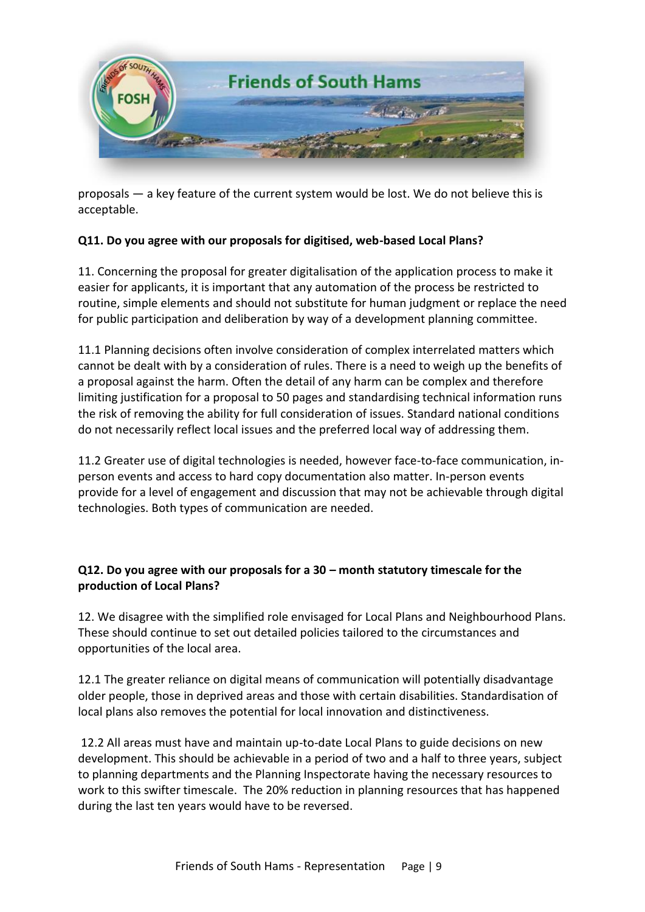proposals — a key feature of the current system would be lost. We do not believe this is acceptable.

**Q11. Do you agree with our proposals for digitised, web-based Local Plans?**

11. Concerning the proposal for greater digitalisation of the application process to make it easier for applicants, it is important that any automation of the process be restricted to routine, simple elements and should not substitute for human judgment or replace the need for public participation and deliberation by way of a development planning committee.

11.1 Planning decisions often involve consideration of complex interrelated matters which cannot be dealt with by a consideration of rules. There is a need to weigh up the benefits of a proposal against the harm. Often the detail of any harm can be complex and therefore limiting justification for a proposal to 50 pages and standardising technical information runs the risk of removing the ability for full consideration of issues. Standard national conditions do not necessarily reflect local issues and the preferred local way of addressing them.

11.2 Greater use of digital technologies is needed, however face-to-face communication, in-person events and access to hard copy documentation also matter. In-person events provide for a level of engagement and discussion that may not be achievable through digital technologies. Both types of communication are needed.

**Q12. Do you agree with our proposals for a 30 – month statutory timescale for the production of Local Plans?**

12. We disagree with the simplified role envisaged for Local Plans and Neighbourhood Plans. These should continue to set out detailed policies tailored to the circumstances and opportunities of the local area.

12.1 The greater reliance on digital means of communication will potentially disadvantage older people, those in deprived areas and those with certain disabilities. Standardisation of local plans also removes the potential for local innovation and distinctiveness.

12.2 All areas must have and maintain up-to-date Local Plans to guide decisions on new development. This should be achievable in a period of two and a half to three years, subject to planning departments and the Planning Inspectorate having the necessary resources to work to this swifter timescale. The 20% reduction in planning resources that has happened during the last ten years would have to be reversed.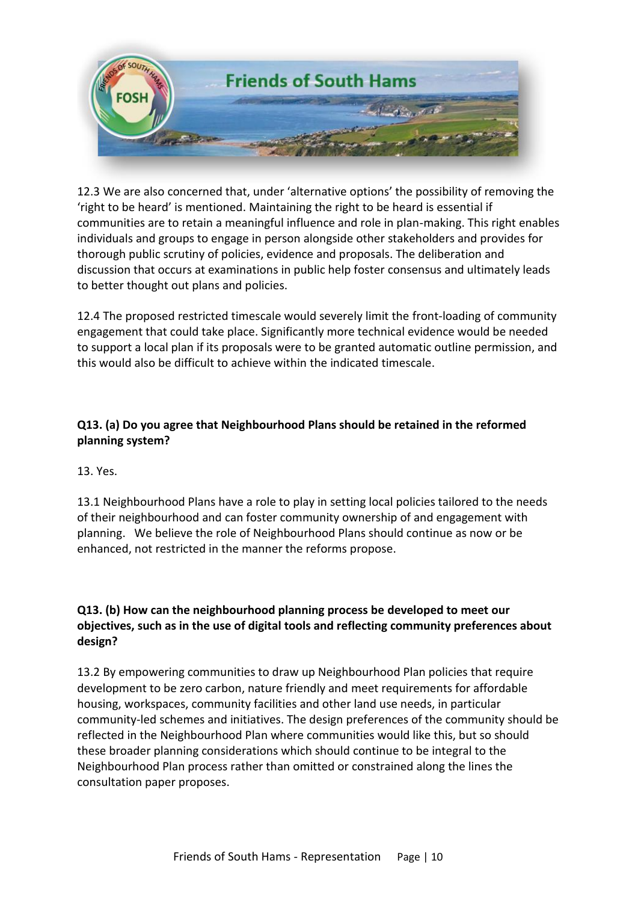12.3 We are also concerned that, under 'alternative options' the possibility of removing the 'right to be heard' is mentioned. Maintaining the right to be heard is essential if communities are to retain a meaningful influence and role in plan-making. This right enables individuals and groups to engage in person alongside other stakeholders and provides for thorough public scrutiny of policies, evidence and proposals. The deliberation and discussion that occurs at examinations in public help foster consensus and ultimately leads to better thought out plans and policies.

12.4 The proposed restricted timescale would severely limit the front-loading of community engagement that could take place. Significantly more technical evidence would be needed to support a local plan if its proposals were to be granted automatic outline permission, and this would also be difficult to achieve within the indicated timescale.

**Q13. (a) Do you agree that Neighbourhood Plans should be retained in the reformed planning system?**

13. Yes.

13.1 Neighbourhood Plans have a role to play in setting local policies tailored to the needs of their neighbourhood and can foster community ownership of and engagement with planning. We believe the role of Neighbourhood Plans should continue as now or be enhanced, not restricted in the manner the reforms propose.

**Q13. (b) How can the neighbourhood planning process be developed to meet our objectives, such as in the use of digital tools and reflecting community preferences about design?**

13.2 By empowering communities to draw up Neighbourhood Plan policies that require development to be zero carbon, nature friendly and meet requirements for affordable housing, workspaces, community facilities and other land use needs, in particular community-led schemes and initiatives. The design preferences of the community should be reflected in the Neighbourhood Plan where communities would like this, but so should these broader planning considerations which should continue to be integral to the Neighbourhood Plan process rather than omitted or constrained along the lines the consultation paper proposes.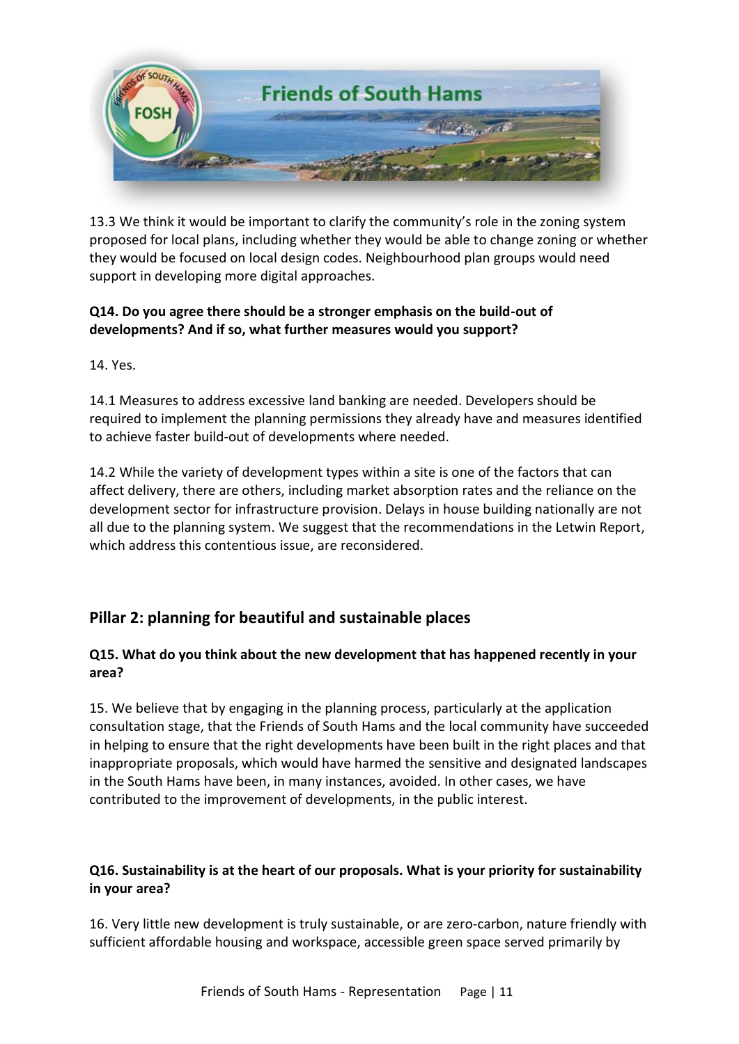13.3 We think it would be important to clarify the community's role in the zoning system proposed for local plans, including whether they would be able to change zoning or whether they would be focused on local design codes. Neighbourhood plan groups would need support in developing more digital approaches.

**Q14. Do you agree there should be a stronger emphasis on the build-out of developments? And if so, what further measures would you support?**

14. Yes.

14.1 Measures to address excessive land banking are needed. Developers should be required to implement the planning permissions they already have and measures identified to achieve faster build-out of developments where needed.

14.2 While the variety of development types within a site is one of the factors that can affect delivery, there are others, including market absorption rates and the reliance on the development sector for infrastructure provision. Delays in house building nationally are not all due to the planning system. We suggest that the recommendations in the Letwin Report, which address this contentious issue, are reconsidered.

## Pillar 2: planning for beautiful and sustainable places

**Q15. What do you think about the new development that has happened recently in your area?**

15. We believe that by engaging in the planning process, particularly at the application consultation stage, that the Friends of South Hams and the local community have succeeded in helping to ensure that the right developments have been built in the right places and that inappropriate proposals, which would have harmed the sensitive and designated landscapes in the South Hams have been, in many instances, avoided. In other cases, we have contributed to the improvement of developments, in the public interest.

**Q16. Sustainability is at the heart of our proposals. What is your priority for sustainability in your area?**

16. Very little new development is truly sustainable, or are zero-carbon, nature friendly with sufficient affordable housing and workspace, accessible green space served primarily by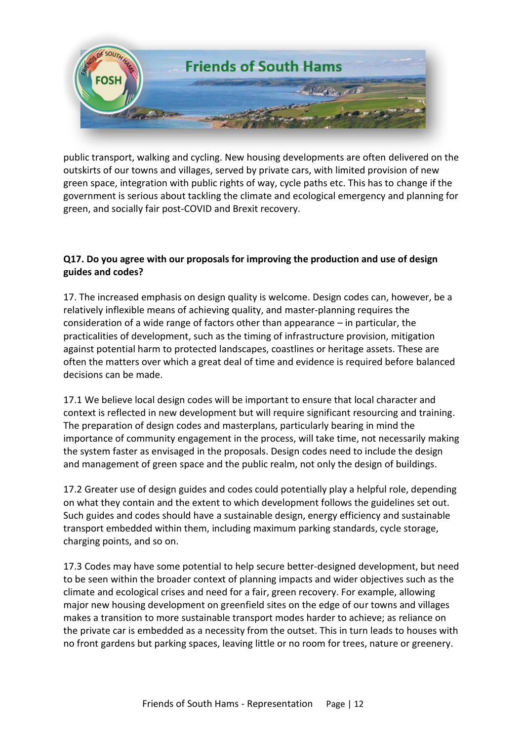public transport, walking and cycling. New housing developments are often delivered on the outskirts of our towns and villages, served by private cars, with limited provision of new green space, integration with public rights of way, cycle paths etc. This has to change if the government is serious about tackling the climate and ecological emergency and planning for green, and socially fair post-COVID and Brexit recovery.

**Q17. Do you agree with our proposals for improving the production and use of design guides and codes?**

17. The increased emphasis on design quality is welcome. Design codes can, however, be a relatively inflexible means of achieving quality, and master-planning requires the consideration of a wide range of factors other than appearance – in particular, the practicalities of development, such as the timing of infrastructure provision, mitigation against potential harm to protected landscapes, coastlines or heritage assets. These are often the matters over which a great deal of time and evidence is required before balanced decisions can be made.

17.1 We believe local design codes will be important to ensure that local character and context is reflected in new development but will require significant resourcing and training. The preparation of design codes and masterplans, particularly bearing in mind the importance of community engagement in the process, will take time, not necessarily making the system faster as envisaged in the proposals. Design codes need to include the design and management of green space and the public realm, not only the design of buildings.

17.2 Greater use of design guides and codes could potentially play a helpful role, depending on what they contain and the extent to which development follows the guidelines set out. Such guides and codes should have a sustainable design, energy efficiency and sustainable transport embedded within them, including maximum parking standards, cycle storage, charging points, and so on.

17.3 Codes may have some potential to help secure better-designed development, but need to be seen within the broader context of planning impacts and wider objectives such as the climate and ecological crises and need for a fair, green recovery. For example, allowing major new housing development on greenfield sites on the edge of our towns and villages makes a transition to more sustainable transport modes harder to achieve; as reliance on the private car is embedded as a necessity from the outset. This in turn leads to houses with no front gardens but parking spaces, leaving little or no room for trees, nature or greenery.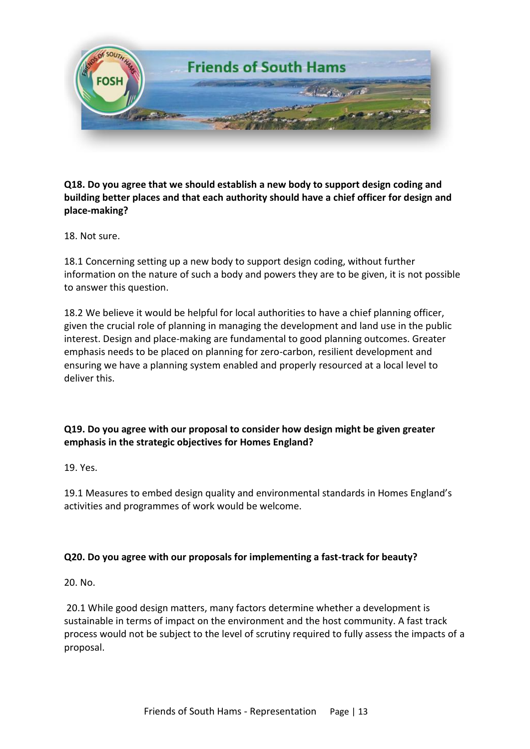**Q18. Do you agree that we should establish a new body to support design coding and building better places and that each authority should have a chief officer for design and place-making?**

18. Not sure.

18.1 Concerning setting up a new body to support design coding, without further information on the nature of such a body and powers they are to be given, it is not possible to answer this question.

18.2 We believe it would be helpful for local authorities to have a chief planning officer, given the crucial role of planning in managing the development and land use in the public interest. Design and place-making are fundamental to good planning outcomes. Greater emphasis needs to be placed on planning for zero-carbon, resilient development and ensuring we have a planning system enabled and properly resourced at a local level to deliver this.

**Q19. Do you agree with our proposal to consider how design might be given greater emphasis in the strategic objectives for Homes England?**

19. Yes.

19.1 Measures to embed design quality and environmental standards in Homes England's activities and programmes of work would be welcome.

**Q20. Do you agree with our proposals for implementing a fast-track for beauty?**

20. No.

20.1 While good design matters, many factors determine whether a development is sustainable in terms of impact on the environment and the host community. A fast track process would not be subject to the level of scrutiny required to fully assess the impacts of a proposal.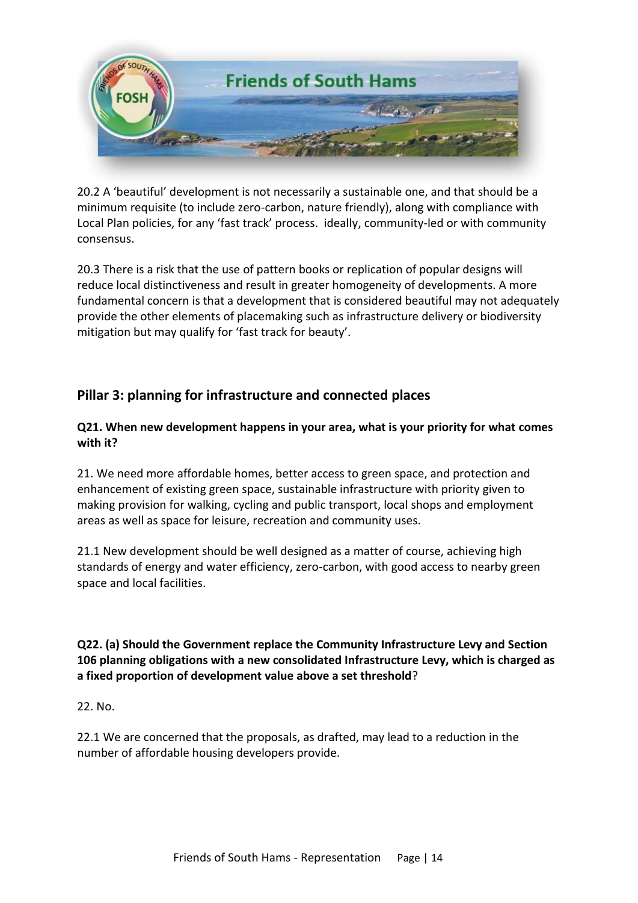20.2 A 'beautiful' development is not necessarily a sustainable one, and that should be a minimum requisite (to include zero-carbon, nature friendly), along with compliance with Local Plan policies, for any 'fast track' process. ideally, community-led or with community consensus.

20.3 There is a risk that the use of pattern books or replication of popular designs will reduce local distinctiveness and result in greater homogeneity of developments. A more fundamental concern is that a development that is considered beautiful may not adequately provide the other elements of placemaking such as infrastructure delivery or biodiversity mitigation but may qualify for 'fast track for beauty'.

## Pillar 3: planning for infrastructure and connected places

**Q21. When new development happens in your area, what is your priority for what comes with it?**

21. We need more affordable homes, better access to green space, and protection and enhancement of existing green space, sustainable infrastructure with priority given to making provision for walking, cycling and public transport, local shops and employment areas as well as space for leisure, recreation and community uses.

21.1 New development should be well designed as a matter of course, achieving high standards of energy and water efficiency, zero-carbon, with good access to nearby green space and local facilities.

**Q22. (a) Should the Government replace the Community Infrastructure Levy and Section 106 planning obligations with a new consolidated Infrastructure Levy, which is charged as a fixed proportion of development value above a set threshold**?

22. No.

22.1 We are concerned that the proposals, as drafted, may lead to a reduction in the number of affordable housing developers provide.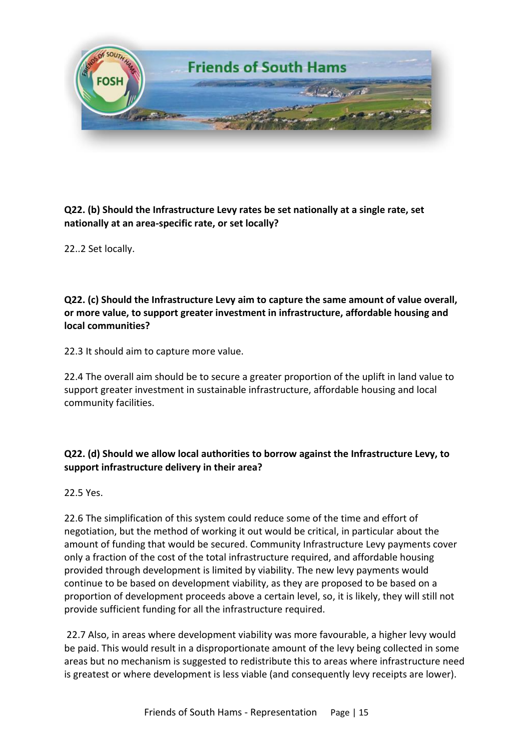**Q22. (b) Should the Infrastructure Levy rates be set nationally at a single rate, set nationally at an area-specific rate, or set locally?**

22..2 Set locally.

**Q22. (c) Should the Infrastructure Levy aim to capture the same amount of value overall, or more value, to support greater investment in infrastructure, affordable housing and local communities?**

22.3 It should aim to capture more value.

22.4 The overall aim should be to secure a greater proportion of the uplift in land value to support greater investment in sustainable infrastructure, affordable housing and local community facilities.

**Q22. (d) Should we allow local authorities to borrow against the Infrastructure Levy, to support infrastructure delivery in their area?**

22.5 Yes.

22.6 The simplification of this system could reduce some of the time and effort of negotiation, but the method of working it out would be critical, in particular about the amount of funding that would be secured. Community Infrastructure Levy payments cover only a fraction of the cost of the total infrastructure required, and affordable housing provided through development is limited by viability. The new levy payments would continue to be based on development viability, as they are proposed to be based on a proportion of development proceeds above a certain level, so, it is likely, they will still not provide sufficient funding for all the infrastructure required.

22.7 Also, in areas where development viability was more favourable, a higher levy would be paid. This would result in a disproportionate amount of the levy being collected in some areas but no mechanism is suggested to redistribute this to areas where infrastructure need is greatest or where development is less viable (and consequently levy receipts are lower).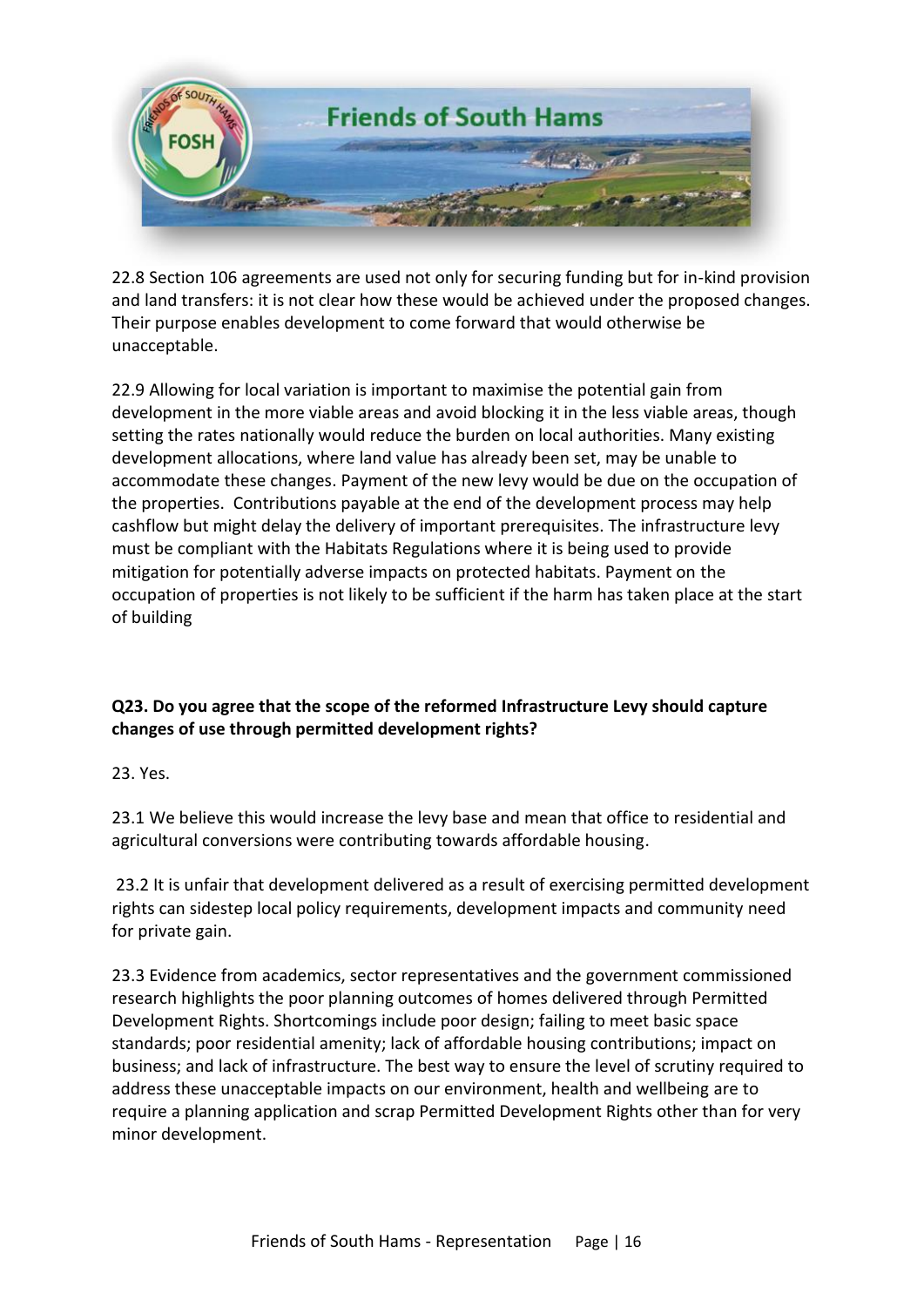22.8 Section 106 agreements are used not only for securing funding but for in-kind provision and land transfers: it is not clear how these would be achieved under the proposed changes. Their purpose enables development to come forward that would otherwise be unacceptable.

22.9 Allowing for local variation is important to maximise the potential gain from development in the more viable areas and avoid blocking it in the less viable areas, though setting the rates nationally would reduce the burden on local authorities. Many existing development allocations, where land value has already been set, may be unable to accommodate these changes. Payment of the new levy would be due on the occupation of the properties. Contributions payable at the end of the development process may help cashflow but might delay the delivery of important prerequisites. The infrastructure levy must be compliant with the Habitats Regulations where it is being used to provide mitigation for potentially adverse impacts on protected habitats. Payment on the occupation of properties is not likely to be sufficient if the harm has taken place at the start of building

**Q23. Do you agree that the scope of the reformed Infrastructure Levy should capture changes of use through permitted development rights?**

23. Yes.

23.1 We believe this would increase the levy base and mean that office to residential and agricultural conversions were contributing towards affordable housing.

23.2 It is unfair that development delivered as a result of exercising permitted development rights can sidestep local policy requirements, development impacts and community need for private gain.

23.3 Evidence from academics, sector representatives and the government commissioned research highlights the poor planning outcomes of homes delivered through Permitted Development Rights. Shortcomings include poor design; failing to meet basic space standards; poor residential amenity; lack of affordable housing contributions; impact on business; and lack of infrastructure. The best way to ensure the level of scrutiny required to address these unacceptable impacts on our environment, health and wellbeing are to require a planning application and scrap Permitted Development Rights other than for very minor development.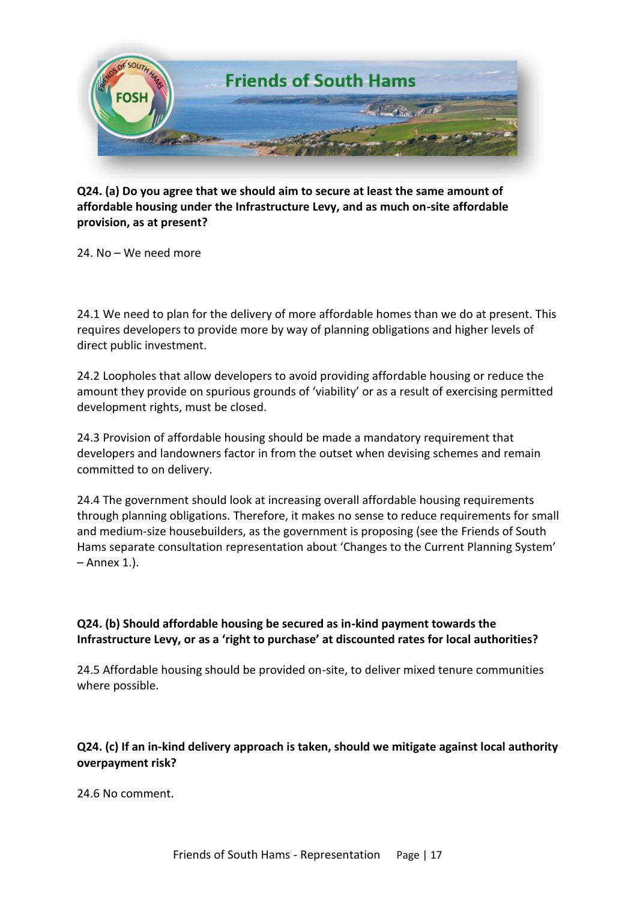**Q24. (a) Do you agree that we should aim to secure at least the same amount of affordable housing under the Infrastructure Levy, and as much on-site affordable provision, as at present?**

24. No – We need more

24.1 We need to plan for the delivery of more affordable homes than we do at present. This requires developers to provide more by way of planning obligations and higher levels of direct public investment.

24.2 Loopholes that allow developers to avoid providing affordable housing or reduce the amount they provide on spurious grounds of 'viability' or as a result of exercising permitted development rights, must be closed.

24.3 Provision of affordable housing should be made a mandatory requirement that developers and landowners factor in from the outset when devising schemes and remain committed to on delivery.

24.4 The government should look at increasing overall affordable housing requirements through planning obligations. Therefore, it makes no sense to reduce requirements for small and medium-size housebuilders, as the government is proposing (see the Friends of South Hams separate consultation representation about 'Changes to the Current Planning System' – Annex 1.).

**Q24. (b) Should affordable housing be secured as in-kind payment towards the Infrastructure Levy, or as a 'right to purchase' at discounted rates for local authorities?**

24.5 Affordable housing should be provided on-site, to deliver mixed tenure communities where possible.

**Q24. (c) If an in-kind delivery approach is taken, should we mitigate against local authority overpayment risk?**

24.6 No comment.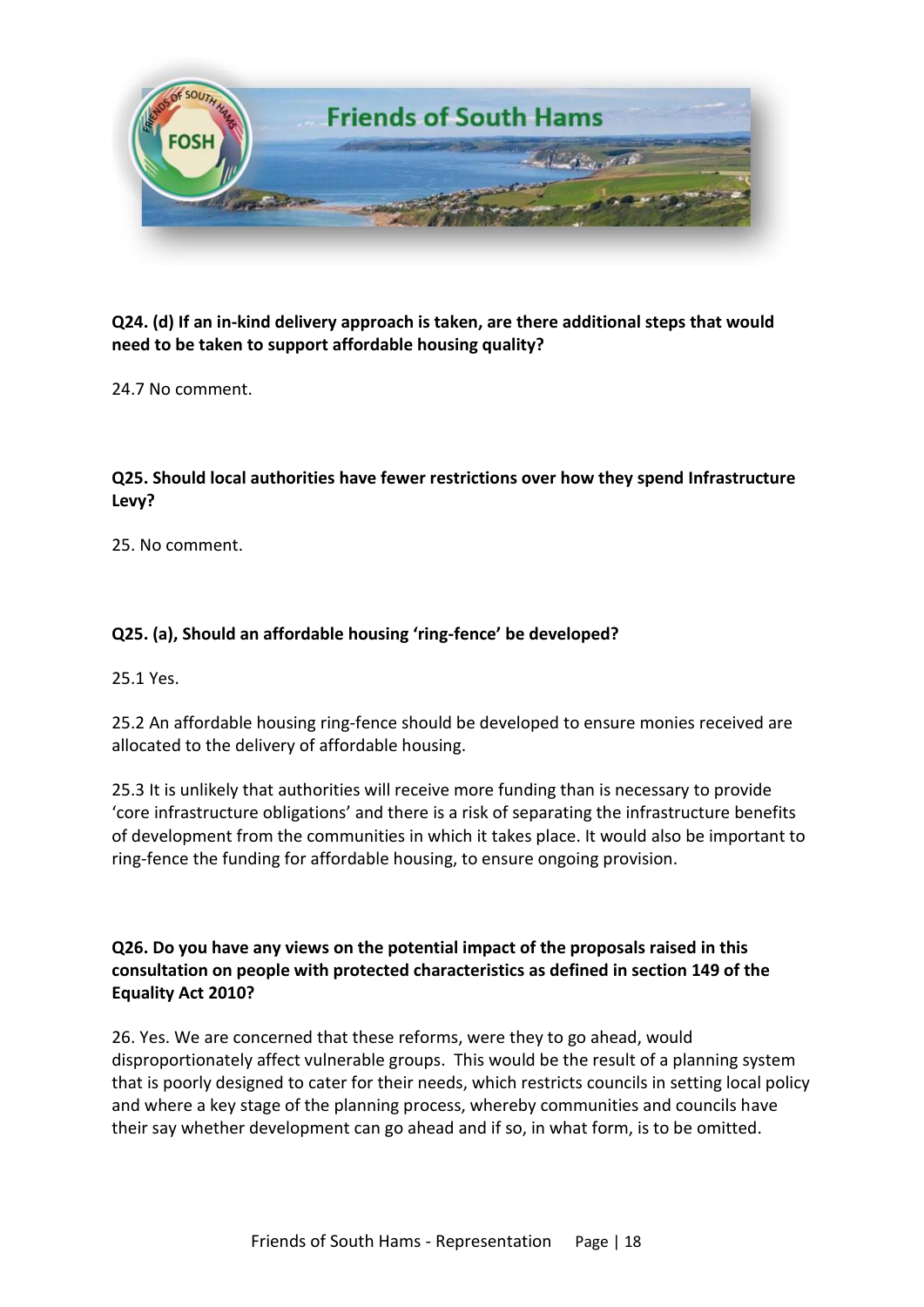**Q24. (d) If an in-kind delivery approach is taken, are there additional steps that would need to be taken to support affordable housing quality?**

24.7 No comment.

**Q25. Should local authorities have fewer restrictions over how they spend Infrastructure Levy?**

25. No comment.

**Q25. (a), Should an affordable housing 'ring-fence' be developed?**

25.1 Yes.

25.2 An affordable housing ring-fence should be developed to ensure monies received are allocated to the delivery of affordable housing.

25.3 It is unlikely that authorities will receive more funding than is necessary to provide 'core infrastructure obligations' and there is a risk of separating the infrastructure benefits of development from the communities in which it takes place. It would also be important to ring-fence the funding for affordable housing, to ensure ongoing provision.

**Q26. Do you have any views on the potential impact of the proposals raised in this consultation on people with protected characteristics as defined in section 149 of the Equality Act 2010?**

26. Yes. We are concerned that these reforms, were they to go ahead, would disproportionately affect vulnerable groups. This would be the result of a planning system that is poorly designed to cater for their needs, which restricts councils in setting local policy and where a key stage of the planning process, whereby communities and councils have their say whether development can go ahead and if so, in what form, is to be omitted.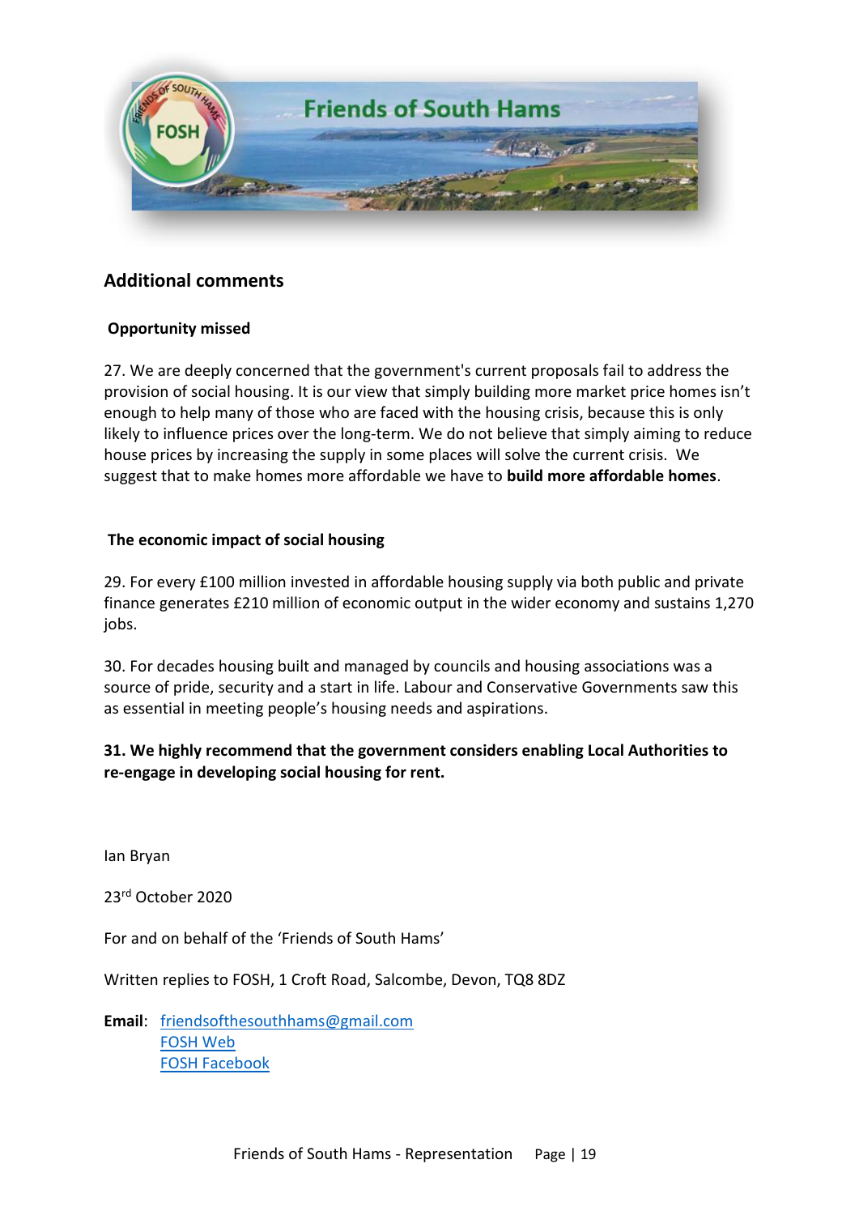## Additional comments

### Opportunity missed

27. We are deeply concerned that the government's current proposals fail to address the provision of social housing. It is our view that simply building more market price homes isn't enough to help many of those who are faced with the housing crisis, because this is only likely to influence prices over the long-term. We do not believe that simply aiming to reduce house prices by increasing the supply in some places will solve the current crisis. We suggest that to make homes more affordable we have to **build more affordable homes**.

### The economic impact of social housing

29. For every £100 million invested in affordable housing supply via both public and private finance generates £210 million of economic output in the wider economy and sustains 1,270 jobs.

30. For decades housing built and managed by councils and housing associations was a source of pride, security and a start in life. Labour and Conservative Governments saw this as essential in meeting people's housing needs and aspirations.

**31. We highly recommend that the government considers enabling Local Authorities to re-engage in developing social housing for rent.**

Ian Bryan

23rd October 2020

For and on behalf of the 'Friends of South Hams'

Written replies to FOSH, 1 Croft Road, Salcombe, Devon, TQ8 8DZ

**Email**: friendsofthesouthhams@gmail.com
FOSH Web
FOSH Facebook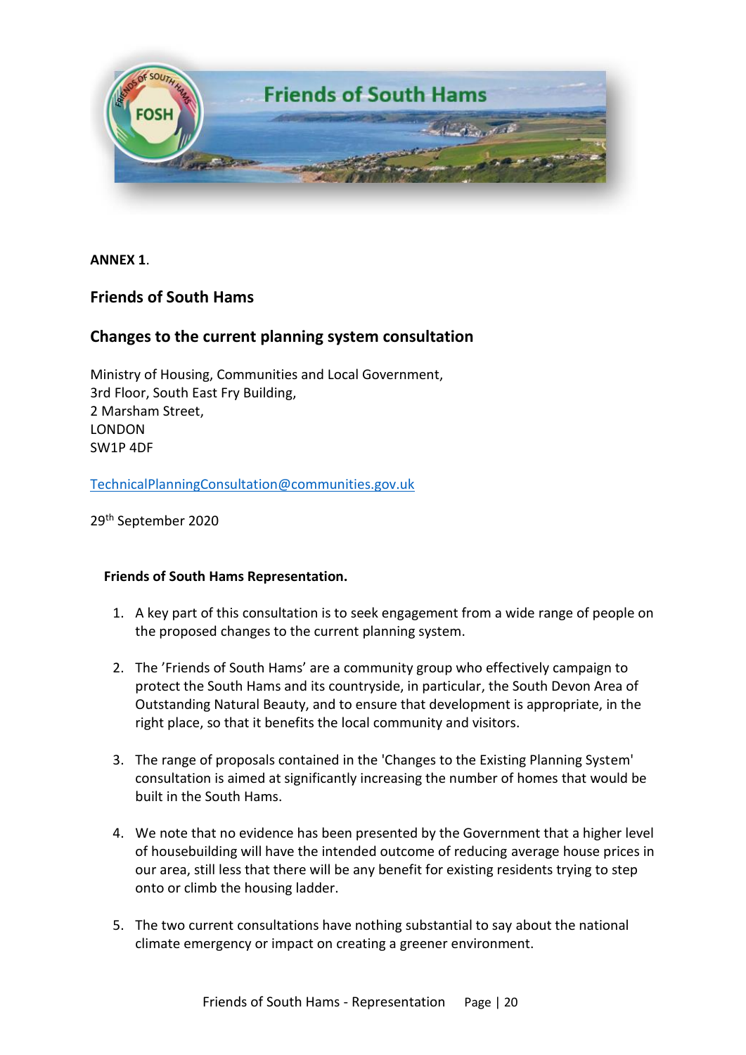**ANNEX 1**.

## Friends of South Hams

## Changes to the current planning system consultation

Ministry of Housing, Communities and Local Government,
3rd Floor, South East Fry Building,
2 Marsham Street,
LONDON
SW1P 4DF

TechnicalPlanningConsultation@communities.gov.uk

29th September 2020

**Friends of South Hams Representation.**

1. A key part of this consultation is to seek engagement from a wide range of people on the proposed changes to the current planning system.

2. The 'Friends of South Hams' are a community group who effectively campaign to protect the South Hams and its countryside, in particular, the South Devon Area of Outstanding Natural Beauty, and to ensure that development is appropriate, in the right place, so that it benefits the local community and visitors.

3. The range of proposals contained in the 'Changes to the Existing Planning System' consultation is aimed at significantly increasing the number of homes that would be built in the South Hams.

4. We note that no evidence has been presented by the Government that a higher level of housebuilding will have the intended outcome of reducing average house prices in our area, still less that there will be any benefit for existing residents trying to step onto or climb the housing ladder.

5. The two current consultations have nothing substantial to say about the national climate emergency or impact on creating a greener environment.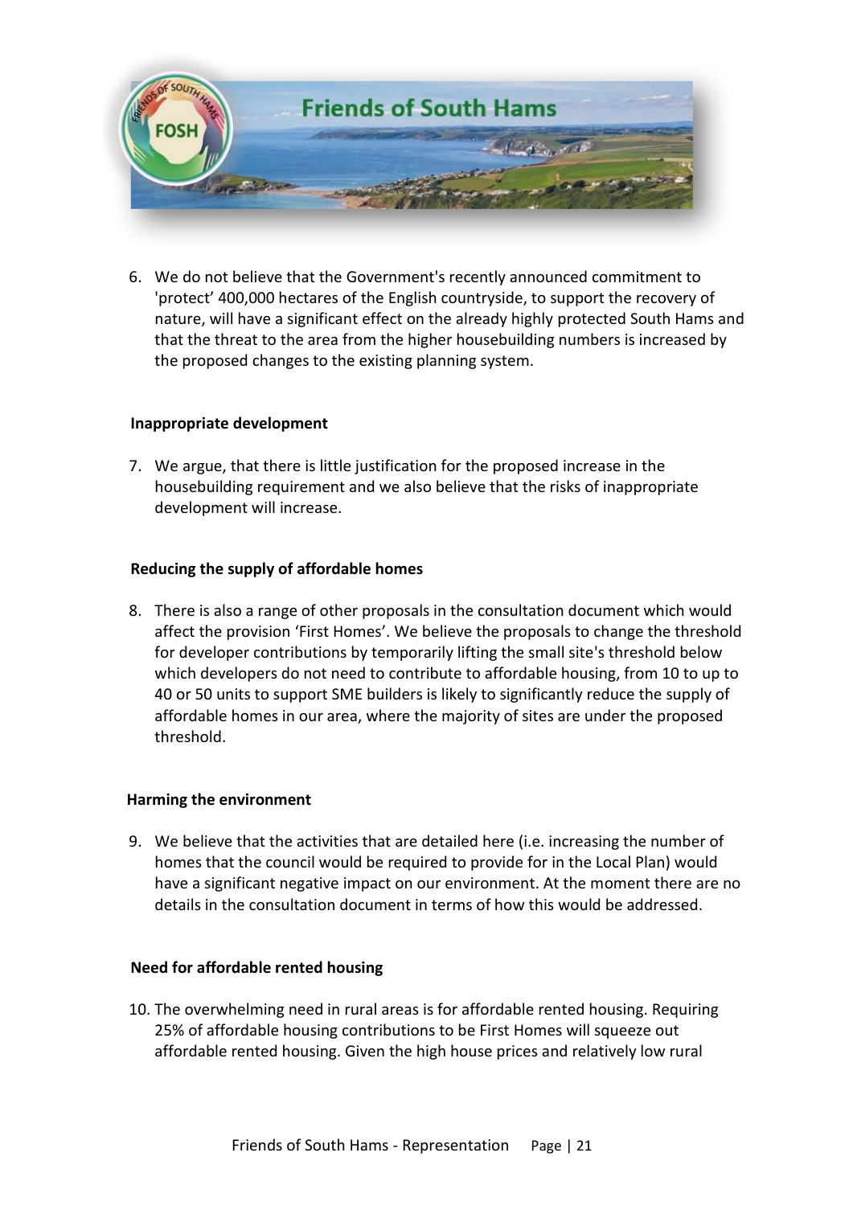6. We do not believe that the Government's recently announced commitment to 'protect' 400,000 hectares of the English countryside, to support the recovery of nature, will have a significant effect on the already highly protected South Hams and that the threat to the area from the higher housebuilding numbers is increased by the proposed changes to the existing planning system.

**Inappropriate development**

7. We argue, that there is little justification for the proposed increase in the housebuilding requirement and we also believe that the risks of inappropriate development will increase.

**Reducing the supply of affordable homes**

8. There is also a range of other proposals in the consultation document which would affect the provision 'First Homes'. We believe the proposals to change the threshold for developer contributions by temporarily lifting the small site's threshold below which developers do not need to contribute to affordable housing, from 10 to up to 40 or 50 units to support SME builders is likely to significantly reduce the supply of affordable homes in our area, where the majority of sites are under the proposed threshold.

**Harming the environment**

9. We believe that the activities that are detailed here (i.e. increasing the number of homes that the council would be required to provide for in the Local Plan) would have a significant negative impact on our environment. At the moment there are no details in the consultation document in terms of how this would be addressed.

**Need for affordable rented housing**

10. The overwhelming need in rural areas is for affordable rented housing. Requiring 25% of affordable housing contributions to be First Homes will squeeze out affordable rented housing. Given the high house prices and relatively low rural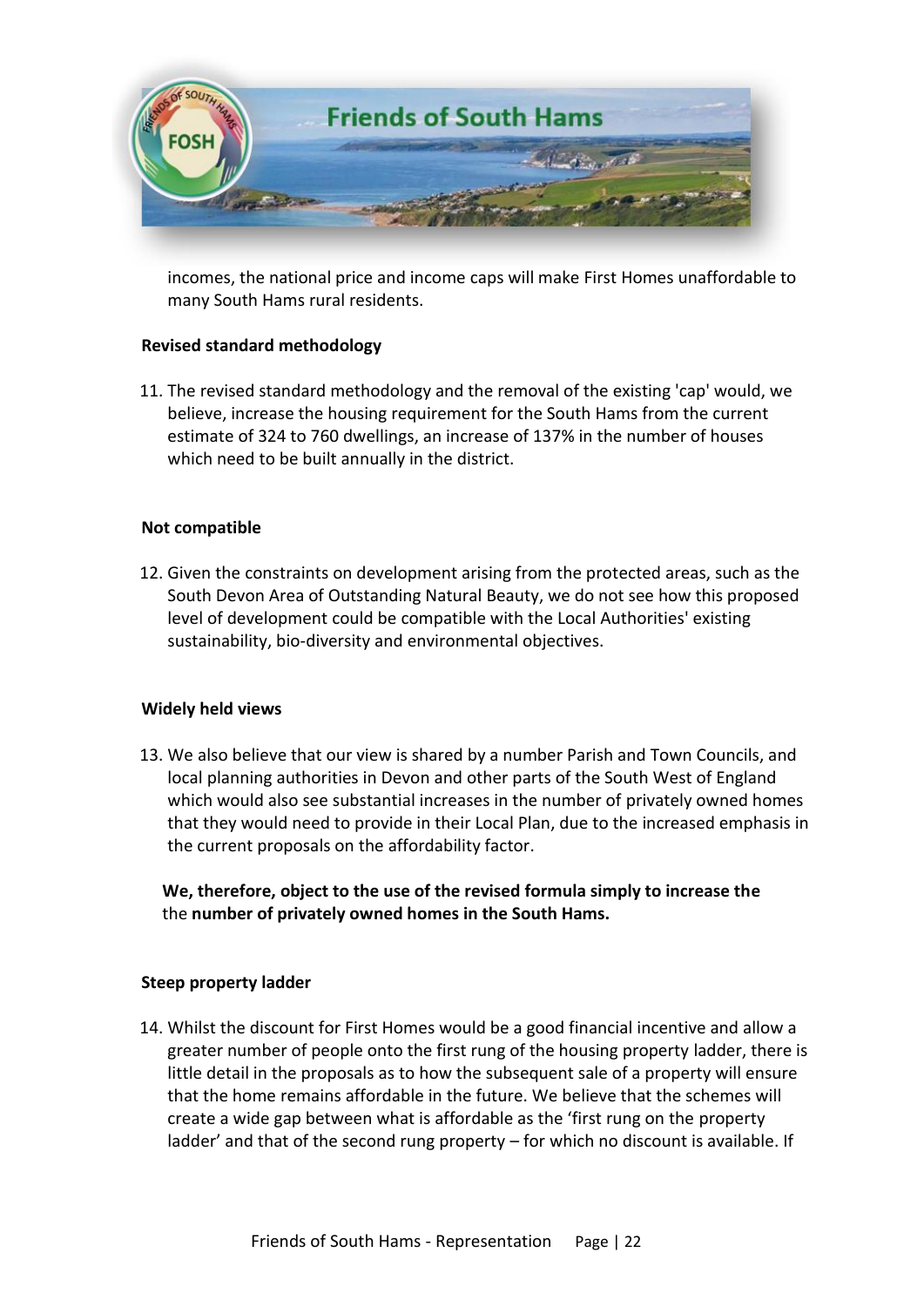incomes, the national price and income caps will make First Homes unaffordable to many South Hams rural residents.

**Revised standard methodology**

11. The revised standard methodology and the removal of the existing 'cap' would, we believe, increase the housing requirement for the South Hams from the current estimate of 324 to 760 dwellings, an increase of 137% in the number of houses which need to be built annually in the district.

**Not compatible**

12. Given the constraints on development arising from the protected areas, such as the South Devon Area of Outstanding Natural Beauty, we do not see how this proposed level of development could be compatible with the Local Authorities' existing sustainability, bio-diversity and environmental objectives.

**Widely held views**

13. We also believe that our view is shared by a number Parish and Town Councils, and local planning authorities in Devon and other parts of the South West of England which would also see substantial increases in the number of privately owned homes that they would need to provide in their Local Plan, due to the increased emphasis in the current proposals on the affordability factor.

**We, therefore, object to the use of the revised formula simply to increase the** the **number of privately owned homes in the South Hams.**

**Steep property ladder**

14. Whilst the discount for First Homes would be a good financial incentive and allow a greater number of people onto the first rung of the housing property ladder, there is little detail in the proposals as to how the subsequent sale of a property will ensure that the home remains affordable in the future. We believe that the schemes will create a wide gap between what is affordable as the 'first rung on the property ladder' and that of the second rung property – for which no discount is available. If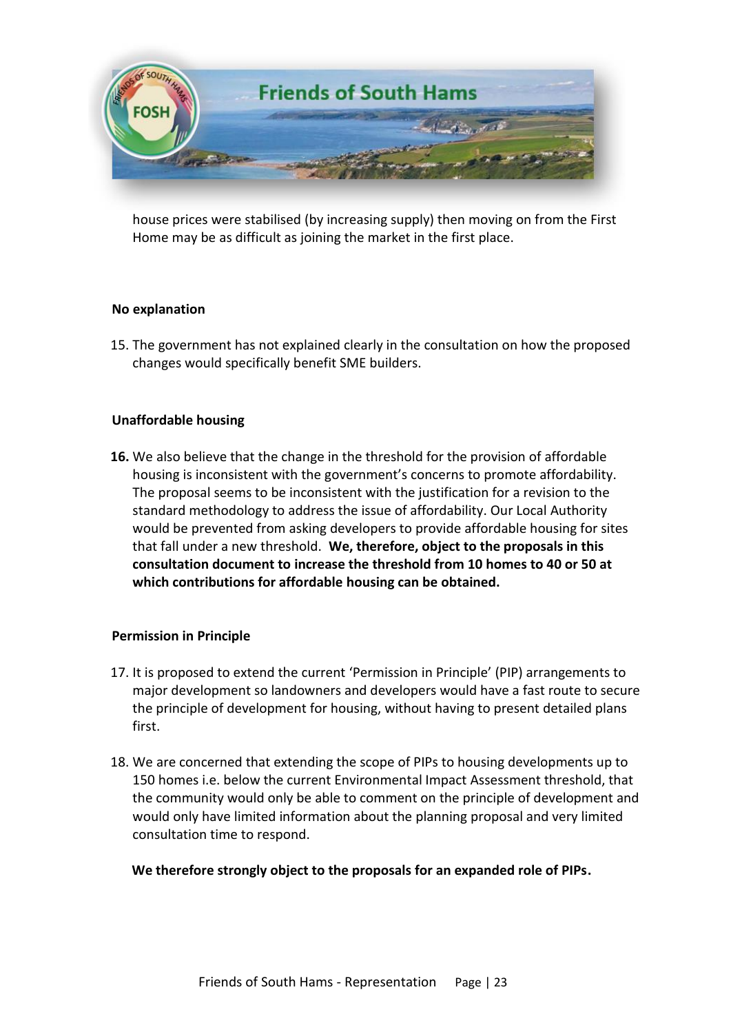house prices were stabilised (by increasing supply) then moving on from the First Home may be as difficult as joining the market in the first place.

**No explanation**

15. The government has not explained clearly in the consultation on how the proposed changes would specifically benefit SME builders.

**Unaffordable housing**

**16.** We also believe that the change in the threshold for the provision of affordable housing is inconsistent with the government's concerns to promote affordability. The proposal seems to be inconsistent with the justification for a revision to the standard methodology to address the issue of affordability. Our Local Authority would be prevented from asking developers to provide affordable housing for sites that fall under a new threshold. **We, therefore, object to the proposals in this consultation document to increase the threshold from 10 homes to 40 or 50 at which contributions for affordable housing can be obtained.**

**Permission in Principle**

17. It is proposed to extend the current 'Permission in Principle' (PIP) arrangements to major development so landowners and developers would have a fast route to secure the principle of development for housing, without having to present detailed plans first.

18. We are concerned that extending the scope of PIPs to housing developments up to 150 homes i.e. below the current Environmental Impact Assessment threshold, that the community would only be able to comment on the principle of development and would only have limited information about the planning proposal and very limited consultation time to respond.

**We therefore strongly object to the proposals for an expanded role of PIPs.**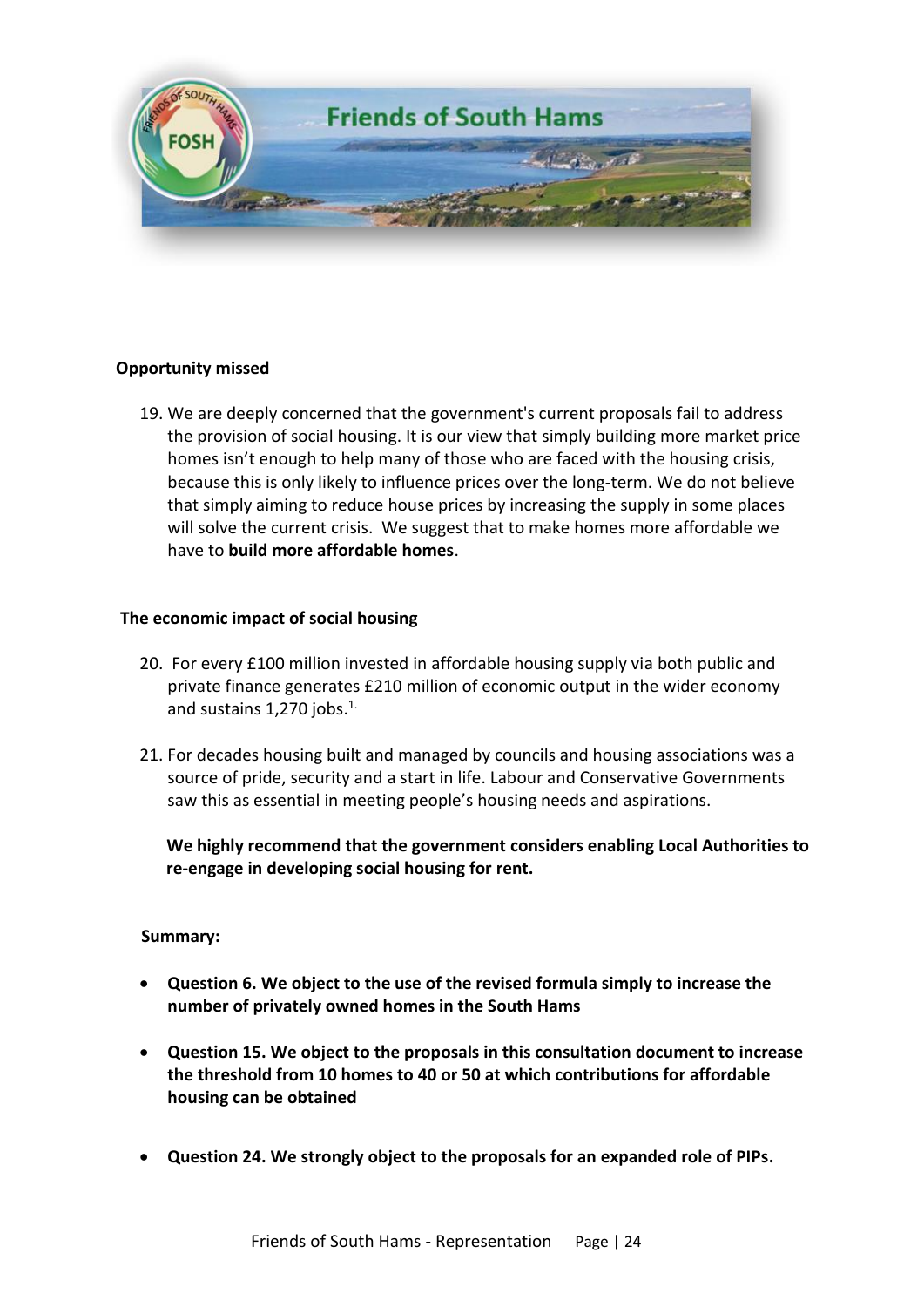**Opportunity missed**

19. We are deeply concerned that the government's current proposals fail to address the provision of social housing. It is our view that simply building more market price homes isn't enough to help many of those who are faced with the housing crisis, because this is only likely to influence prices over the long-term. We do not believe that simply aiming to reduce house prices by increasing the supply in some places will solve the current crisis. We suggest that to make homes more affordable we have to **build more affordable homes**.

**The economic impact of social housing**

20. For every £100 million invested in affordable housing supply via both public and private finance generates £210 million of economic output in the wider economy and sustains 1,270 jobs.[1.]

21. For decades housing built and managed by councils and housing associations was a source of pride, security and a start in life. Labour and Conservative Governments saw this as essential in meeting people's housing needs and aspirations.

    **We highly recommend that the government considers enabling Local Authorities to re-engage in developing social housing for rent.**

**Summary:**

- **Question 6. We object to the use of the revised formula simply to increase the number of privately owned homes in the South Hams**
- **Question 15. We object to the proposals in this consultation document to increase the threshold from 10 homes to 40 or 50 at which contributions for affordable housing can be obtained**
- **Question 24. We strongly object to the proposals for an expanded role of PIPs.**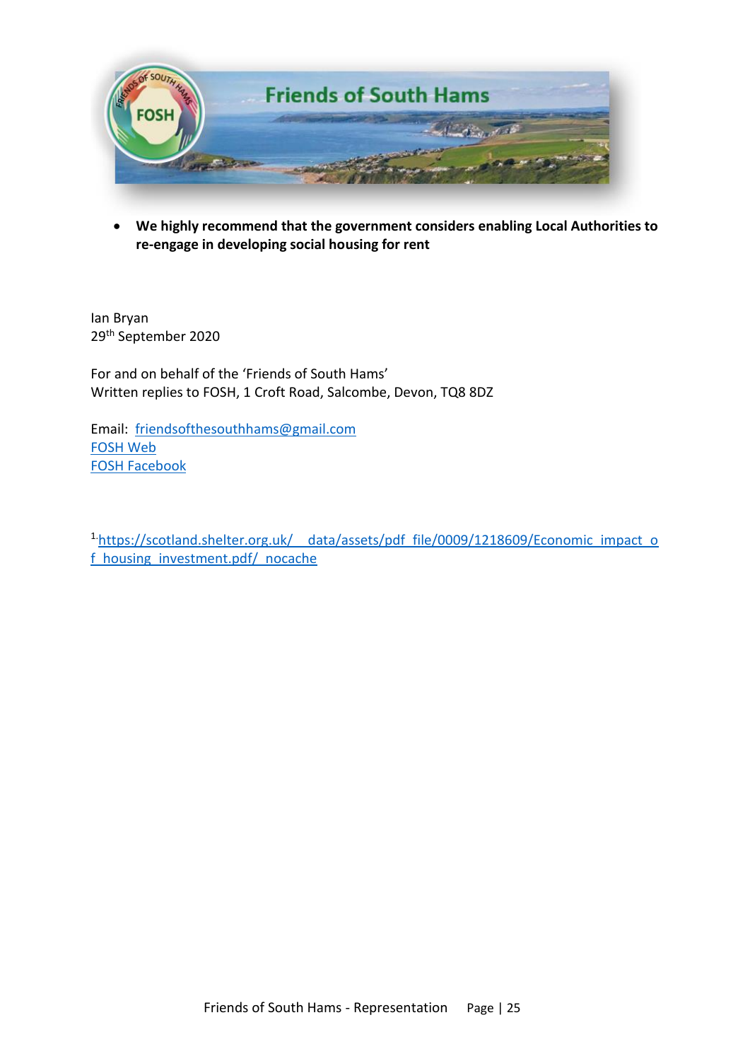- **We highly recommend that the government considers enabling Local Authorities to re-engage in developing social housing for rent**

Ian Bryan
29th September 2020

For and on behalf of the 'Friends of South Hams'
Written replies to FOSH, 1 Croft Road, Salcombe, Devon, TQ8 8DZ

Email: friendsofthesouthhams@gmail.com
FOSH Web
FOSH Facebook

[1.] https://scotland.shelter.org.uk/__data/assets/pdf_file/0009/1218609/Economic_impact_of_housing_investment.pdf/_nocache